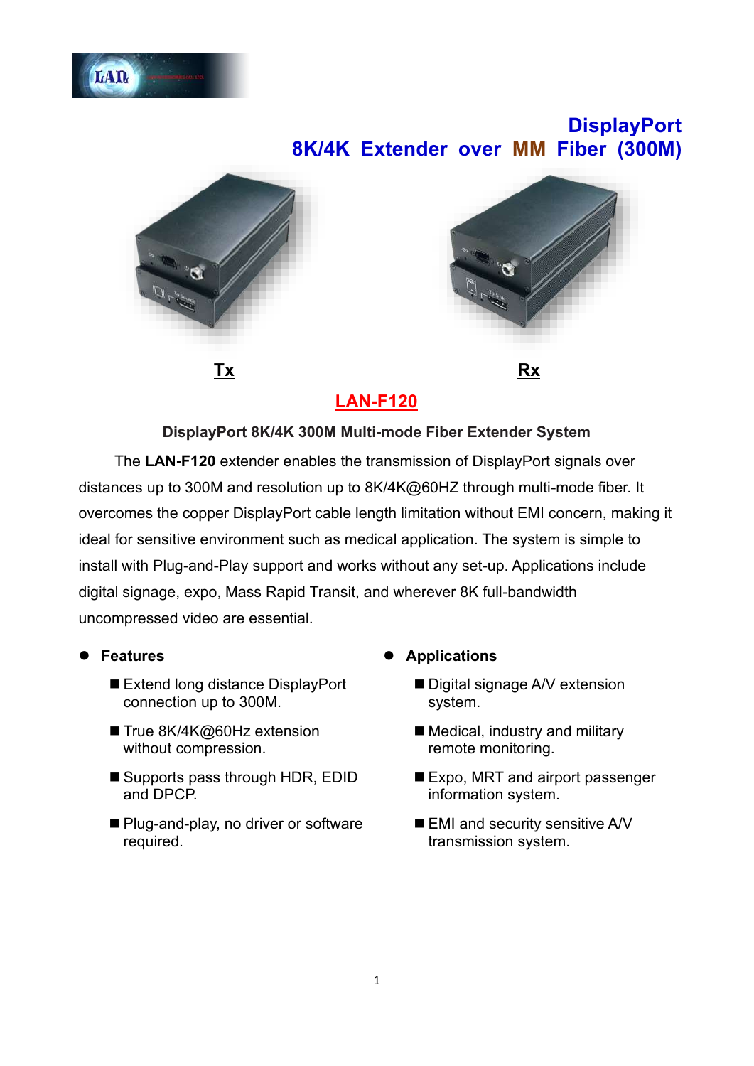# DisplayPort
# 8K/4K Extender over MM Fiber (300M)

**Tx**

**Rx**

## LAN-F120

**DisplayPort 8K/4K 300M Multi-mode Fiber Extender System**

The **LAN-F120** extender enables the transmission of DisplayPort signals over distances up to 300M and resolution up to 8K/4K@60HZ through multi-mode fiber. It overcomes the copper DisplayPort cable length limitation without EMI concern, making it ideal for sensitive environment such as medical application. The system is simple to install with Plug-and-Play support and works without any set-up. Applications include digital signage, expo, Mass Rapid Transit, and wherever 8K full-bandwidth uncompressed video are essential.

- **Features**
  - Extend long distance DisplayPort connection up to 300M.
  - True 8K/4K@60Hz extension without compression.
  - Supports pass through HDR, EDID and DPCP.
  - Plug-and-play, no driver or software required.

- **Applications**
  - Digital signage A/V extension system.
  - Medical, industry and military remote monitoring.
  - Expo, MRT and airport passenger information system.
  - EMI and security sensitive A/V transmission system.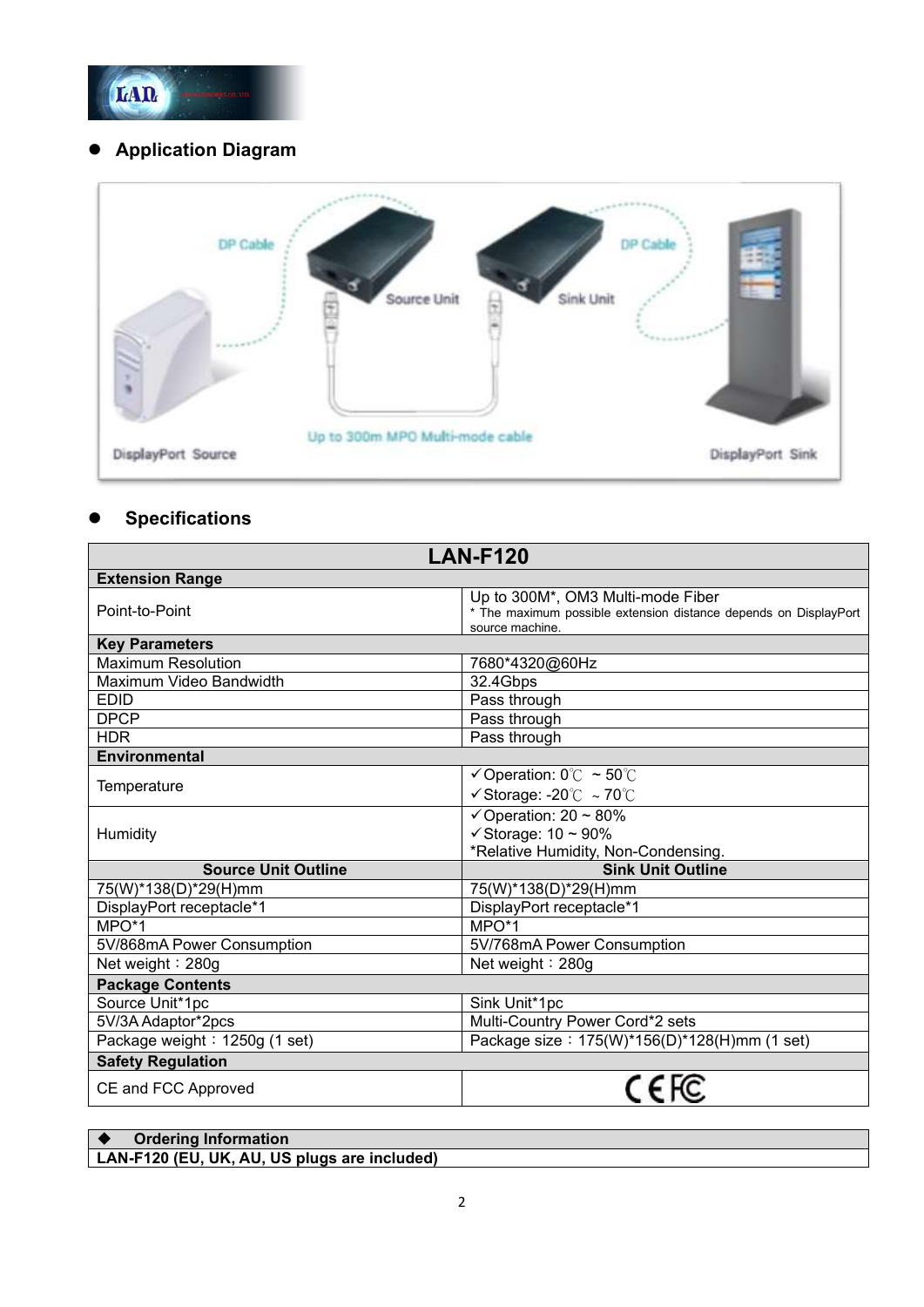## Application Diagram

DP Cable

Source Unit

Sink Unit

DP Cable

Up to 300m MPO Multi-mode cable

DisplayPort Source

DisplayPort Sink

## Specifications

| LAN-F120 | |
|---|---|
| **Extension Range** | |
| Point-to-Point | Up to 300M*, OM3 Multi-mode Fiber<br>* The maximum possible extension distance depends on DisplayPort source machine. |
| **Key Parameters** | |
| Maximum Resolution | 7680*4320@60Hz |
| Maximum Video Bandwidth | 32.4Gbps |
| EDID | Pass through |
| DPCP | Pass through |
| HDR | Pass through |
| **Environmental** | |
| Temperature | ✓Operation: 0℃ ~ 50℃<br>✓Storage: -20℃ ~ 70℃ |
| Humidity | ✓Operation: 20 ~ 80%<br>✓Storage: 10 ~ 90%<br>*Relative Humidity, Non-Condensing. |
| **Source Unit Outline** | **Sink Unit Outline** |
| 75(W)*138(D)*29(H)mm | 75(W)*138(D)*29(H)mm |
| DisplayPort receptacle*1 | DisplayPort receptacle*1 |
| MPO*1 | MPO*1 |
| 5V/868mA Power Consumption | 5V/768mA Power Consumption |
| Net weight：280g | Net weight：280g |
| **Package Contents** | |
| Source Unit*1pc | Sink Unit*1pc |
| 5V/3A Adaptor*2pcs | Multi-Country Power Cord*2 sets |
| Package weight：1250g (1 set) | Package size：175(W)*156(D)*128(H)mm (1 set) |
| **Safety Regulation** | |
| CE and FCC Approved | CE FC |

| ◆ Ordering Information |
|---|
| **LAN-F120 (EU, UK, AU, US plugs are included)** |